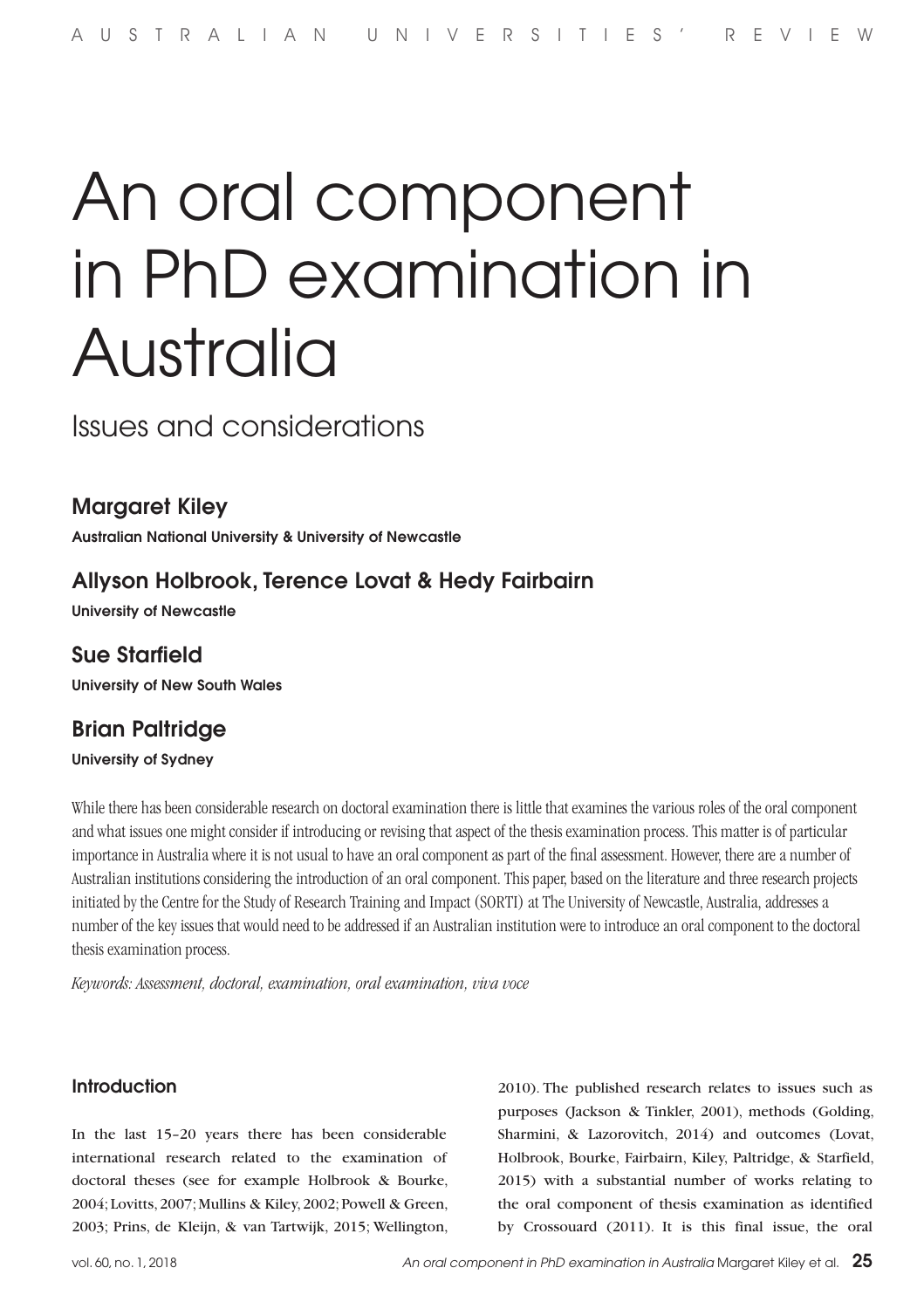# An oral component in PhD examination in Australia

## Issues and considerations

### Margaret Kiley

**Australian National University & University of Newcastle**

### Allyson Holbrook, Terence Lovat & Hedy Fairbairn

**University of Newcastle**

### Sue Starfield

**University of New South Wales**

### Brian Paltridge

**University of Sydney**

While there has been considerable research on doctoral examination there is little that examines the various roles of the oral component and what issues one might consider if introducing or revising that aspect of the thesis examination process. This matter is of particular importance in Australia where it is not usual to have an oral component as part of the final assessment. However, there are a number of Australian institutions considering the introduction of an oral component. This paper, based on the literature and three research projects initiated by the Centre for the Study of Research Training and Impact (SORTI) at The University of Newcastle, Australia, addresses a number of the key issues that would need to be addressed if an Australian institution were to introduce an oral component to the doctoral thesis examination process.

*Keywords: Assessment, doctoral, examination, oral examination, viva voce*

## Introduction

In the last 15–20 years there has been considerable international research related to the examination of doctoral theses (see for example Holbrook & Bourke, 2004; Lovitts, 2007; Mullins & Kiley, 2002; Powell & Green, 2003; Prins, de Kleijn, & van Tartwijk, 2015; Wellington, 2010). The published research relates to issues such as purposes (Jackson & Tinkler, 2001), methods (Golding, Sharmini, & Lazorovitch, 2014) and outcomes (Lovat, Holbrook, Bourke, Fairbairn, Kiley, Paltridge, & Starfield, 2015) with a substantial number of works relating to the oral component of thesis examination as identified by Crossouard (2011). It is this final issue, the oral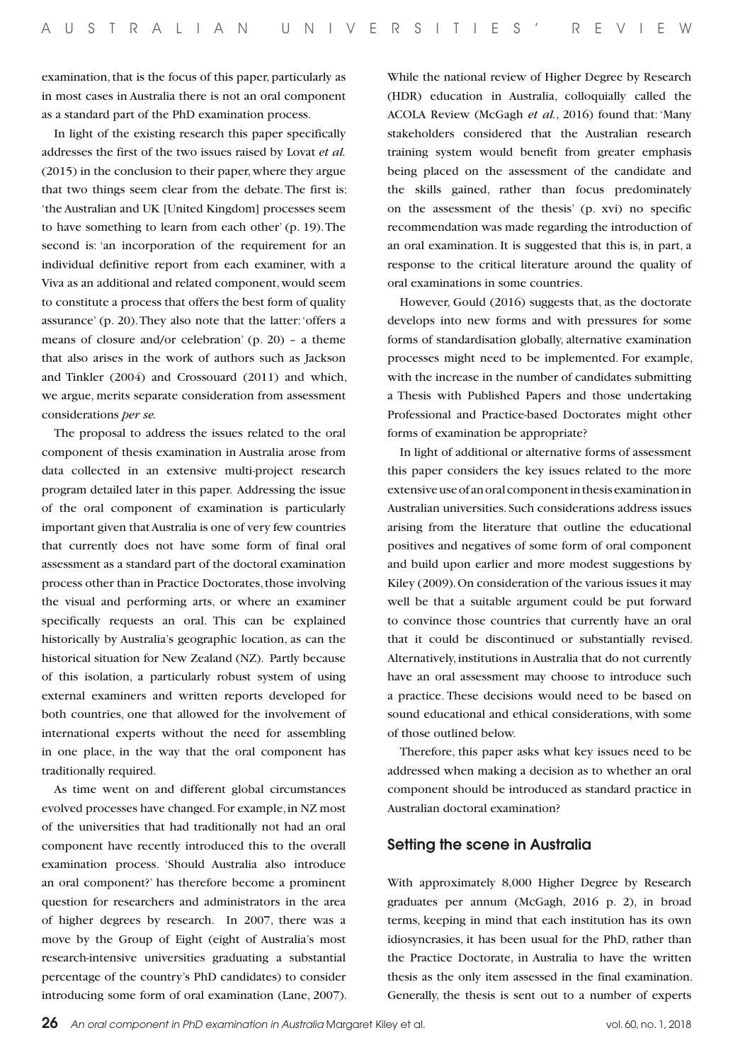examination, that is the focus of this paper, particularly as in most cases in Australia there is not an oral component as a standard part of the PhD examination process.

In light of the existing research this paper specifically addresses the first of the two issues raised by Lovat *et al.* (2015) in the conclusion to their paper, where they argue that two things seem clear from the debate. The first is: 'the Australian and UK [United Kingdom] processes seem to have something to learn from each other' (p. 19). The second is: 'an incorporation of the requirement for an individual definitive report from each examiner, with a Viva as an additional and related component, would seem to constitute a process that offers the best form of quality assurance' (p. 20). They also note that the latter: 'offers a means of closure and/or celebration' (p. 20) – a theme that also arises in the work of authors such as Jackson and Tinkler (2004) and Crossouard (2011) and which, we argue, merits separate consideration from assessment considerations *per se.*

The proposal to address the issues related to the oral component of thesis examination in Australia arose from data collected in an extensive multi-project research program detailed later in this paper. Addressing the issue of the oral component of examination is particularly important given that Australia is one of very few countries that currently does not have some form of final oral assessment as a standard part of the doctoral examination process other than in Practice Doctorates, those involving the visual and performing arts, or where an examiner specifically requests an oral. This can be explained historically by Australia's geographic location, as can the historical situation for New Zealand (NZ). Partly because of this isolation, a particularly robust system of using external examiners and written reports developed for both countries, one that allowed for the involvement of international experts without the need for assembling in one place, in the way that the oral component has traditionally required.

As time went on and different global circumstances evolved processes have changed. For example, in NZ most of the universities that had traditionally not had an oral component have recently introduced this to the overall examination process. 'Should Australia also introduce an oral component?' has therefore become a prominent question for researchers and administrators in the area of higher degrees by research. In 2007, there was a move by the Group of Eight (eight of Australia's most research-intensive universities graduating a substantial percentage of the country's PhD candidates) to consider introducing some form of oral examination (Lane, 2007). While the national review of Higher Degree by Research (HDR) education in Australia, colloquially called the ACOLA Review (McGagh *et al.*, 2016) found that: 'Many stakeholders considered that the Australian research training system would benefit from greater emphasis being placed on the assessment of the candidate and the skills gained, rather than focus predominately on the assessment of the thesis' (p. xvi) no specific recommendation was made regarding the introduction of an oral examination. It is suggested that this is, in part, a response to the critical literature around the quality of oral examinations in some countries.

However, Gould (2016) suggests that, as the doctorate develops into new forms and with pressures for some forms of standardisation globally, alternative examination processes might need to be implemented. For example, with the increase in the number of candidates submitting a Thesis with Published Papers and those undertaking Professional and Practice-based Doctorates might other forms of examination be appropriate?

In light of additional or alternative forms of assessment this paper considers the key issues related to the more extensive use of an oral component in thesis examination in Australian universities. Such considerations address issues arising from the literature that outline the educational positives and negatives of some form of oral component and build upon earlier and more modest suggestions by Kiley (2009). On consideration of the various issues it may well be that a suitable argument could be put forward to convince those countries that currently have an oral that it could be discontinued or substantially revised. Alternatively, institutions in Australia that do not currently have an oral assessment may choose to introduce such a practice. These decisions would need to be based on sound educational and ethical considerations, with some of those outlined below.

Therefore, this paper asks what key issues need to be addressed when making a decision as to whether an oral component should be introduced as standard practice in Australian doctoral examination?

## Setting the scene in Australia

With approximately 8,000 Higher Degree by Research graduates per annum (McGagh, 2016 p. 2), in broad terms, keeping in mind that each institution has its own idiosyncrasies, it has been usual for the PhD, rather than the Practice Doctorate, in Australia to have the written thesis as the only item assessed in the final examination. Generally, the thesis is sent out to a number of experts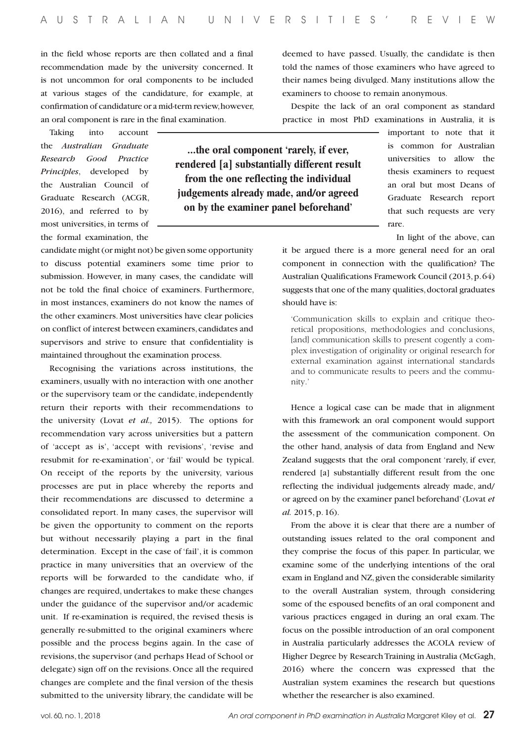in the field whose reports are then collated and a final recommendation made by the university concerned. It is not uncommon for oral components to be included at various stages of the candidature, for example, at confirmation of candidature or a mid-term review, however, an oral component is rare in the final examination.

Taking into account the *Australian Graduate Research Good Practice Principles*, developed by the Australian Council of Graduate Research (ACGR, 2016), and referred to by most universities, in terms of the formal examination, the candidate might (or might not) be given some opportunity to discuss potential examiners some time prior to submission. However, in many cases, the candidate will not be told the final choice of examiners. Furthermore, in most instances, examiners do not know the names of the other examiners. Most universities have clear policies on conflict of interest between examiners, candidates and supervisors and strive to ensure that confidentiality is maintained throughout the examination process.

Recognising the variations across institutions, the examiners, usually with no interaction with one another or the supervisory team or the candidate, independently return their reports with their recommendations to the university (Lovat *et al.,* 2015). The options for recommendation vary across universities but a pattern of 'accept as is', 'accept with revisions', 'revise and resubmit for re-examination', or 'fail' would be typical. On receipt of the reports by the university, various processes are put in place whereby the reports and their recommendations are discussed to determine a consolidated report. In many cases, the supervisor will be given the opportunity to comment on the reports but without necessarily playing a part in the final determination. Except in the case of 'fail', it is common practice in many universities that an overview of the reports will be forwarded to the candidate who, if changes are required, undertakes to make these changes under the guidance of the supervisor and/or academic unit. If re-examination is required, the revised thesis is generally re-submitted to the original examiners where possible and the process begins again. In the case of revisions, the supervisor (and perhaps Head of School or delegate) sign off on the revisions. Once all the required changes are complete and the final version of the thesis submitted to the university library, the candidate will be deemed to have passed. Usually, the candidate is then told the names of those examiners who have agreed to their names being divulged. Many institutions allow the examiners to choose to remain anonymous.

**...the oral component 'rarely, if ever, rendered [a] substantially different result from the one reflecting the individual judgements already made, and/or agreed on by the examiner panel beforehand'**

Despite the lack of an oral component as standard practice in most PhD examinations in Australia, it is important to note that it is common for Australian universities to allow the thesis examiners to request an oral but most Deans of Graduate Research report that such requests are very rare.

In light of the above, can it be argued there is a more general need for an oral component in connection with the qualification? The Australian Qualifications Framework Council (2013, p. 64) suggests that one of the many qualities, doctoral graduates should have is:

> 'Communication skills to explain and critique theoretical propositions, methodologies and conclusions, [and] communication skills to present cogently a complex investigation of originality or original research for external examination against international standards and to communicate results to peers and the community.'

Hence a logical case can be made that in alignment with this framework an oral component would support the assessment of the communication component. On the other hand, analysis of data from England and New Zealand suggests that the oral component 'rarely, if ever, rendered [a] substantially different result from the one reflecting the individual judgements already made, and/or agreed on by the examiner panel beforehand' (Lovat *et al.* 2015, p. 16).

From the above it is clear that there are a number of outstanding issues related to the oral component and they comprise the focus of this paper. In particular, we examine some of the underlying intentions of the oral exam in England and NZ, given the considerable similarity to the overall Australian system, through considering some of the espoused benefits of an oral component and various practices engaged in during an oral exam. The focus on the possible introduction of an oral component in Australia particularly addresses the ACOLA review of Higher Degree by Research Training in Australia (McGagh, 2016) where the concern was expressed that the Australian system examines the research but questions whether the researcher is also examined.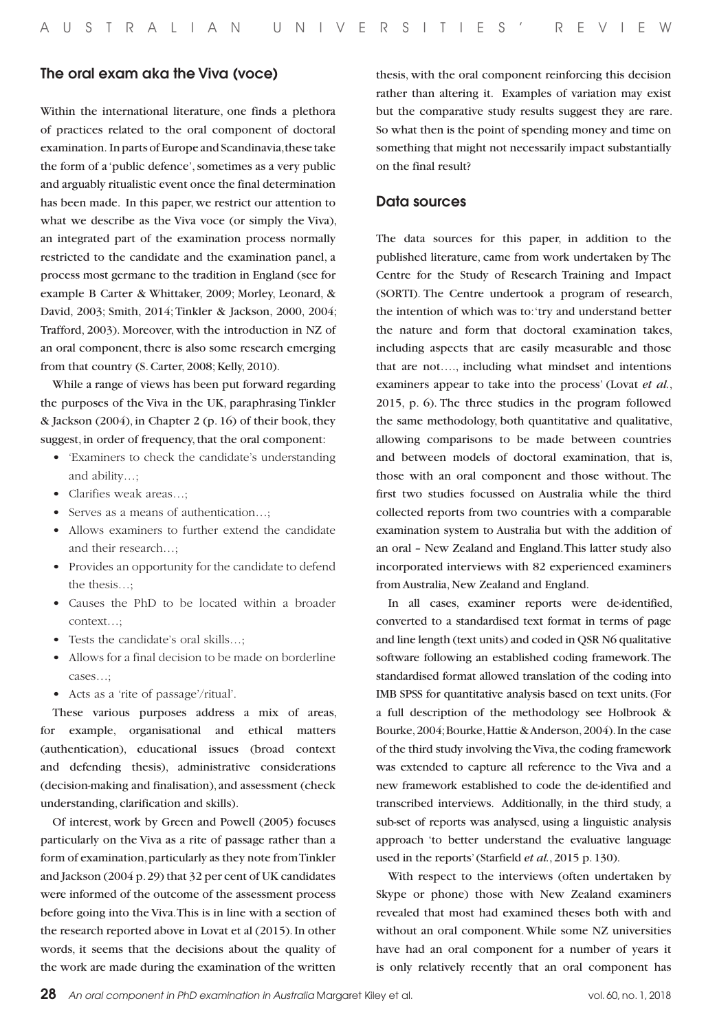## The oral exam aka the Viva (voce)

Within the international literature, one finds a plethora of practices related to the oral component of doctoral examination. In parts of Europe and Scandinavia, these take the form of a 'public defence', sometimes as a very public and arguably ritualistic event once the final determination has been made. In this paper, we restrict our attention to what we describe as the Viva voce (or simply the Viva), an integrated part of the examination process normally restricted to the candidate and the examination panel, a process most germane to the tradition in England (see for example B Carter & Whittaker, 2009; Morley, Leonard, & David, 2003; Smith, 2014; Tinkler & Jackson, 2000, 2004; Trafford, 2003). Moreover, with the introduction in NZ of an oral component, there is also some research emerging from that country (S. Carter, 2008; Kelly, 2010).

While a range of views has been put forward regarding the purposes of the Viva in the UK, paraphrasing Tinkler & Jackson (2004), in Chapter 2 (p. 16) of their book, they suggest, in order of frequency, that the oral component:

- 'Examiners to check the candidate's understanding and ability…;
- Clarifies weak areas…;
- Serves as a means of authentication…;
- Allows examiners to further extend the candidate and their research…;
- Provides an opportunity for the candidate to defend the thesis…;
- Causes the PhD to be located within a broader context…;
- Tests the candidate's oral skills…;
- Allows for a final decision to be made on borderline cases…;
- Acts as a 'rite of passage'/ritual'.

These various purposes address a mix of areas, for example, organisational and ethical matters (authentication), educational issues (broad context and defending thesis), administrative considerations (decision-making and finalisation), and assessment (check understanding, clarification and skills).

Of interest, work by Green and Powell (2005) focuses particularly on the Viva as a rite of passage rather than a form of examination, particularly as they note from Tinkler and Jackson (2004 p. 29) that 32 per cent of UK candidates were informed of the outcome of the assessment process before going into the Viva. This is in line with a section of the research reported above in Lovat et al (2015). In other words, it seems that the decisions about the quality of the work are made during the examination of the written thesis, with the oral component reinforcing this decision rather than altering it. Examples of variation may exist but the comparative study results suggest they are rare. So what then is the point of spending money and time on something that might not necessarily impact substantially on the final result?

## Data sources

The data sources for this paper, in addition to the published literature, came from work undertaken by The Centre for the Study of Research Training and Impact (SORTI). The Centre undertook a program of research, the intention of which was to: 'try and understand better the nature and form that doctoral examination takes, including aspects that are easily measurable and those that are not…., including what mindset and intentions examiners appear to take into the process' (Lovat *et al.*, 2015, p. 6). The three studies in the program followed the same methodology, both quantitative and qualitative, allowing comparisons to be made between countries and between models of doctoral examination, that is, those with an oral component and those without. The first two studies focussed on Australia while the third collected reports from two countries with a comparable examination system to Australia but with the addition of an oral – New Zealand and England. This latter study also incorporated interviews with 82 experienced examiners from Australia, New Zealand and England.

In all cases, examiner reports were de-identified, converted to a standardised text format in terms of page and line length (text units) and coded in QSR N6 qualitative software following an established coding framework. The standardised format allowed translation of the coding into IMB SPSS for quantitative analysis based on text units. (For a full description of the methodology see Holbrook & Bourke, 2004; Bourke, Hattie & Anderson, 2004). In the case of the third study involving the Viva, the coding framework was extended to capture all reference to the Viva and a new framework established to code the de-identified and transcribed interviews. Additionally, in the third study, a sub-set of reports was analysed, using a linguistic analysis approach 'to better understand the evaluative language used in the reports' (Starfield *et al.*, 2015 p. 130).

With respect to the interviews (often undertaken by Skype or phone) those with New Zealand examiners revealed that most had examined theses both with and without an oral component. While some NZ universities have had an oral component for a number of years it is only relatively recently that an oral component has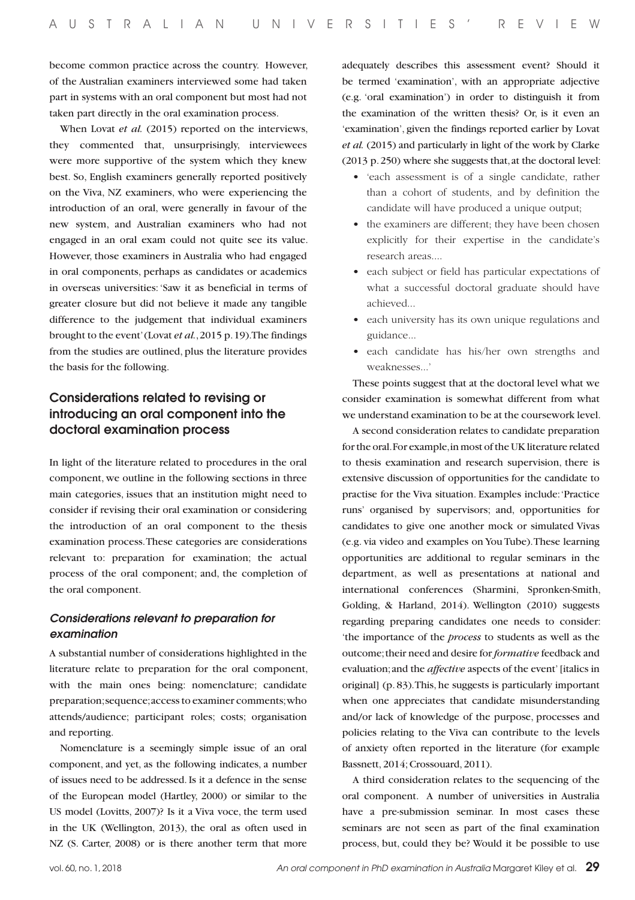become common practice across the country. However, of the Australian examiners interviewed some had taken part in systems with an oral component but most had not taken part directly in the oral examination process.

When Lovat *et al.* (2015) reported on the interviews, they commented that, unsurprisingly, interviewees were more supportive of the system which they knew best. So, English examiners generally reported positively on the Viva, NZ examiners, who were experiencing the introduction of an oral, were generally in favour of the new system, and Australian examiners who had not engaged in an oral exam could not quite see its value. However, those examiners in Australia who had engaged in oral components, perhaps as candidates or academics in overseas universities: 'Saw it as beneficial in terms of greater closure but did not believe it made any tangible difference to the judgement that individual examiners brought to the event' (Lovat *et al.*, 2015 p. 19). The findings from the studies are outlined, plus the literature provides the basis for the following.

## Considerations related to revising or introducing an oral component into the doctoral examination process

In light of the literature related to procedures in the oral component, we outline in the following sections in three main categories, issues that an institution might need to consider if revising their oral examination or considering the introduction of an oral component to the thesis examination process. These categories are considerations relevant to: preparation for examination; the actual process of the oral component; and, the completion of the oral component.

### *Considerations relevant to preparation for examination*

A substantial number of considerations highlighted in the literature relate to preparation for the oral component, with the main ones being: nomenclature; candidate preparation; sequence; access to examiner comments; who attends/audience; participant roles; costs; organisation and reporting.

Nomenclature is a seemingly simple issue of an oral component, and yet, as the following indicates, a number of issues need to be addressed. Is it a defence in the sense of the European model (Hartley, 2000) or similar to the US model (Lovitts, 2007)? Is it a Viva voce, the term used in the UK (Wellington, 2013), the oral as often used in NZ (S. Carter, 2008) or is there another term that more adequately describes this assessment event? Should it be termed 'examination', with an appropriate adjective (e.g. 'oral examination') in order to distinguish it from the examination of the written thesis? Or, is it even an 'examination', given the findings reported earlier by Lovat *et al.* (2015) and particularly in light of the work by Clarke (2013 p. 250) where she suggests that, at the doctoral level:

- 'each assessment is of a single candidate, rather than a cohort of students, and by definition the candidate will have produced a unique output;
- the examiners are different; they have been chosen explicitly for their expertise in the candidate's research areas....
- each subject or field has particular expectations of what a successful doctoral graduate should have achieved...
- each university has its own unique regulations and guidance...
- each candidate has his/her own strengths and weaknesses...'

These points suggest that at the doctoral level what we consider examination is somewhat different from what we understand examination to be at the coursework level.

A second consideration relates to candidate preparation for the oral. For example, in most of the UK literature related to thesis examination and research supervision, there is extensive discussion of opportunities for the candidate to practise for the Viva situation. Examples include: 'Practice runs' organised by supervisors; and, opportunities for candidates to give one another mock or simulated Vivas (e.g. via video and examples on You Tube). These learning opportunities are additional to regular seminars in the department, as well as presentations at national and international conferences (Sharmini, Spronken-Smith, Golding, & Harland, 2014). Wellington (2010) suggests regarding preparing candidates one needs to consider: 'the importance of the *process* to students as well as the outcome; their need and desire for *formative* feedback and evaluation; and the *affective* aspects of the event' [italics in original] (p. 83). This, he suggests is particularly important when one appreciates that candidate misunderstanding and/or lack of knowledge of the purpose, processes and policies relating to the Viva can contribute to the levels of anxiety often reported in the literature (for example Bassnett, 2014; Crossouard, 2011).

A third consideration relates to the sequencing of the oral component. A number of universities in Australia have a pre-submission seminar. In most cases these seminars are not seen as part of the final examination process, but, could they be? Would it be possible to use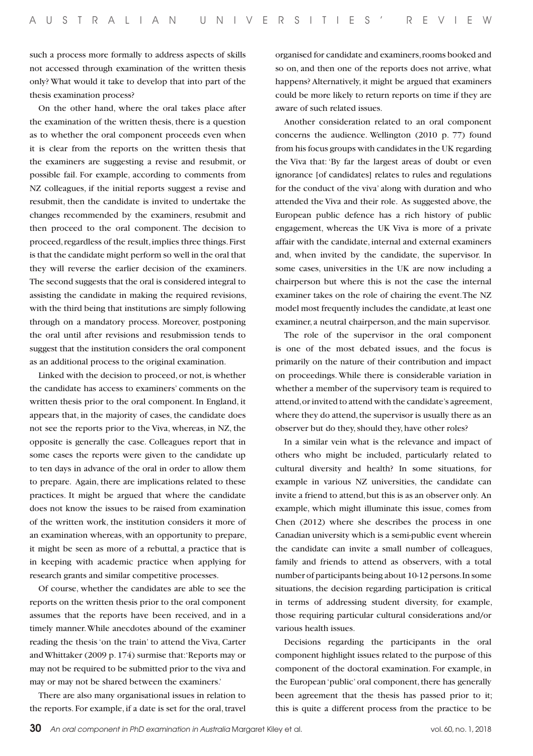such a process more formally to address aspects of skills not accessed through examination of the written thesis only? What would it take to develop that into part of the thesis examination process?

On the other hand, where the oral takes place after the examination of the written thesis, there is a question as to whether the oral component proceeds even when it is clear from the reports on the written thesis that the examiners are suggesting a revise and resubmit, or possible fail. For example, according to comments from NZ colleagues, if the initial reports suggest a revise and resubmit, then the candidate is invited to undertake the changes recommended by the examiners, resubmit and then proceed to the oral component. The decision to proceed, regardless of the result, implies three things. First is that the candidate might perform so well in the oral that they will reverse the earlier decision of the examiners. The second suggests that the oral is considered integral to assisting the candidate in making the required revisions, with the third being that institutions are simply following through on a mandatory process. Moreover, postponing the oral until after revisions and resubmission tends to suggest that the institution considers the oral component as an additional process to the original examination.

Linked with the decision to proceed, or not, is whether the candidate has access to examiners' comments on the written thesis prior to the oral component. In England, it appears that, in the majority of cases, the candidate does not see the reports prior to the Viva, whereas, in NZ, the opposite is generally the case. Colleagues report that in some cases the reports were given to the candidate up to ten days in advance of the oral in order to allow them to prepare. Again, there are implications related to these practices. It might be argued that where the candidate does not know the issues to be raised from examination of the written work, the institution considers it more of an examination whereas, with an opportunity to prepare, it might be seen as more of a rebuttal, a practice that is in keeping with academic practice when applying for research grants and similar competitive processes.

Of course, whether the candidates are able to see the reports on the written thesis prior to the oral component assumes that the reports have been received, and in a timely manner. While anecdotes abound of the examiner reading the thesis 'on the train' to attend the Viva, Carter and Whittaker (2009 p. 174) surmise that: 'Reports may or may not be required to be submitted prior to the viva and may or may not be shared between the examiners.'

There are also many organisational issues in relation to the reports. For example, if a date is set for the oral, travel organised for candidate and examiners, rooms booked and so on, and then one of the reports does not arrive, what happens? Alternatively, it might be argued that examiners could be more likely to return reports on time if they are aware of such related issues.

Another consideration related to an oral component concerns the audience. Wellington (2010 p. 77) found from his focus groups with candidates in the UK regarding the Viva that: 'By far the largest areas of doubt or even ignorance [of candidates] relates to rules and regulations for the conduct of the viva' along with duration and who attended the Viva and their role. As suggested above, the European public defence has a rich history of public engagement, whereas the UK Viva is more of a private affair with the candidate, internal and external examiners and, when invited by the candidate, the supervisor. In some cases, universities in the UK are now including a chairperson but where this is not the case the internal examiner takes on the role of chairing the event. The NZ model most frequently includes the candidate, at least one examiner, a neutral chairperson, and the main supervisor.

The role of the supervisor in the oral component is one of the most debated issues, and the focus is primarily on the nature of their contribution and impact on proceedings. While there is considerable variation in whether a member of the supervisory team is required to attend, or invited to attend with the candidate's agreement, where they do attend, the supervisor is usually there as an observer but do they, should they, have other roles?

In a similar vein what is the relevance and impact of others who might be included, particularly related to cultural diversity and health? In some situations, for example in various NZ universities, the candidate can invite a friend to attend, but this is as an observer only. An example, which might illuminate this issue, comes from Chen (2012) where she describes the process in one Canadian university which is a semi-public event wherein the candidate can invite a small number of colleagues, family and friends to attend as observers, with a total number of participants being about 10-12 persons. In some situations, the decision regarding participation is critical in terms of addressing student diversity, for example, those requiring particular cultural considerations and/or various health issues.

Decisions regarding the participants in the oral component highlight issues related to the purpose of this component of the doctoral examination. For example, in the European 'public' oral component, there has generally been agreement that the thesis has passed prior to it; this is quite a different process from the practice to be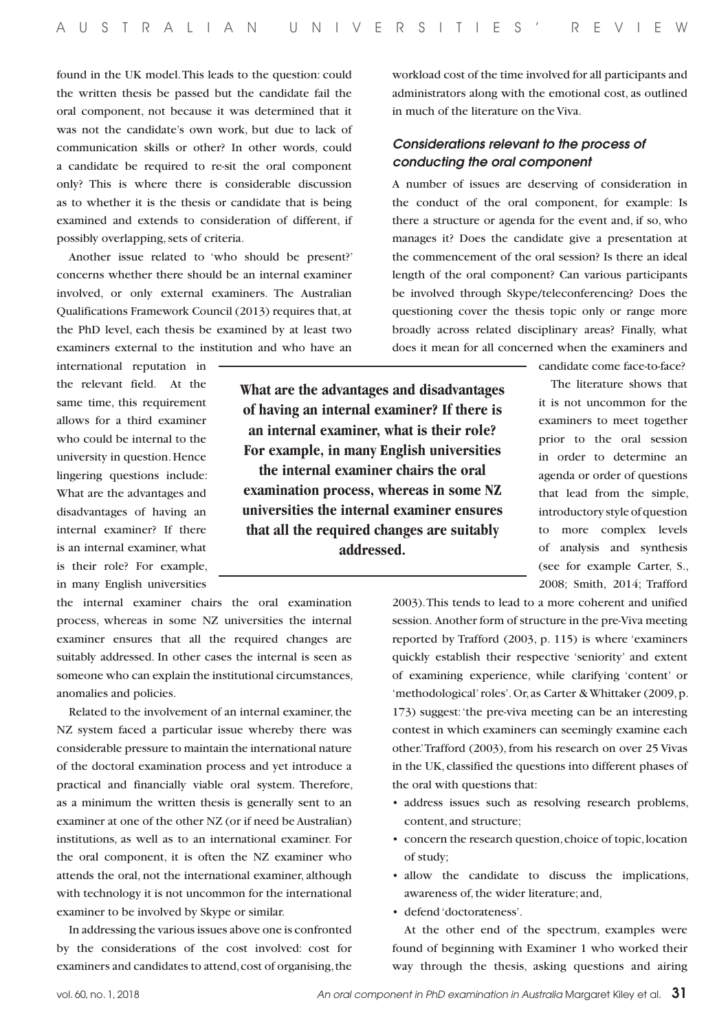found in the UK model. This leads to the question: could the written thesis be passed but the candidate fail the oral component, not because it was determined that it was not the candidate's own work, but due to lack of communication skills or other? In other words, could a candidate be required to re-sit the oral component only? This is where there is considerable discussion as to whether it is the thesis or candidate that is being examined and extends to consideration of different, if possibly overlapping, sets of criteria.

Another issue related to 'who should be present?' concerns whether there should be an internal examiner involved, or only external examiners. The Australian Qualifications Framework Council (2013) requires that, at the PhD level, each thesis be examined by at least two examiners external to the institution and who have an international reputation in the relevant field. At the same time, this requirement allows for a third examiner who could be internal to the university in question. Hence lingering questions include: What are the advantages and disadvantages of having an internal examiner? If there is an internal examiner, what is their role? For example, in many English universities the internal examiner chairs the oral examination process, whereas in some NZ universities the internal examiner ensures that all the required changes are suitably addressed. In other cases the internal is seen as someone who can explain the institutional circumstances, anomalies and policies.

> **What are the advantages and disadvantages of having an internal examiner? If there is an internal examiner, what is their role? For example, in many English universities the internal examiner chairs the oral examination process, whereas in some NZ universities the internal examiner ensures that all the required changes are suitably addressed.**

Related to the involvement of an internal examiner, the NZ system faced a particular issue whereby there was considerable pressure to maintain the international nature of the doctoral examination process and yet introduce a practical and financially viable oral system. Therefore, as a minimum the written thesis is generally sent to an examiner at one of the other NZ (or if need be Australian) institutions, as well as to an international examiner. For the oral component, it is often the NZ examiner who attends the oral, not the international examiner, although with technology it is not uncommon for the international examiner to be involved by Skype or similar.

In addressing the various issues above one is confronted by the considerations of the cost involved: cost for examiners and candidates to attend, cost of organising, the workload cost of the time involved for all participants and administrators along with the emotional cost, as outlined in much of the literature on the Viva.

### *Considerations relevant to the process of conducting the oral component*

A number of issues are deserving of consideration in the conduct of the oral component, for example: Is there a structure or agenda for the event and, if so, who manages it? Does the candidate give a presentation at the commencement of the oral session? Is there an ideal length of the oral component? Can various participants be involved through Skype/teleconferencing? Does the questioning cover the thesis topic only or range more broadly across related disciplinary areas? Finally, what does it mean for all concerned when the examiners and candidate come face-to-face?

The literature shows that it is not uncommon for the examiners to meet together prior to the oral session in order to determine an agenda or order of questions that lead from the simple, introductory style of question to more complex levels of analysis and synthesis (see for example Carter, S., 2008; Smith, 2014; Trafford 2003). This tends to lead to a more coherent and unified session. Another form of structure in the pre-Viva meeting reported by Trafford (2003, p. 115) is where 'examiners quickly establish their respective 'seniority' and extent of examining experience, while clarifying 'content' or 'methodological' roles'. Or, as Carter & Whittaker (2009, p. 173) suggest: 'the pre-viva meeting can be an interesting contest in which examiners can seemingly examine each other.' Trafford (2003), from his research on over 25 Vivas in the UK, classified the questions into different phases of the oral with questions that:

- address issues such as resolving research problems, content, and structure;
- concern the research question, choice of topic, location of study;
- allow the candidate to discuss the implications, awareness of, the wider literature; and,
- defend 'doctorateness'.

At the other end of the spectrum, examples were found of beginning with Examiner 1 who worked their way through the thesis, asking questions and airing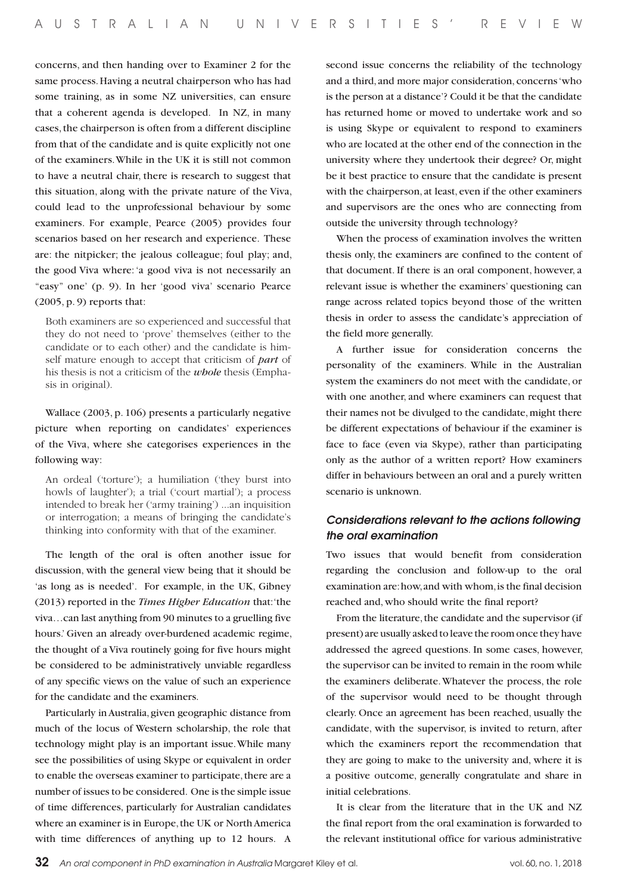concerns, and then handing over to Examiner 2 for the same process. Having a neutral chairperson who has had some training, as in some NZ universities, can ensure that a coherent agenda is developed. In NZ, in many cases, the chairperson is often from a different discipline from that of the candidate and is quite explicitly not one of the examiners. While in the UK it is still not common to have a neutral chair, there is research to suggest that this situation, along with the private nature of the Viva, could lead to the unprofessional behaviour by some examiners. For example, Pearce (2005) provides four scenarios based on her research and experience. These are: the nitpicker; the jealous colleague; foul play; and, the good Viva where: 'a good viva is not necessarily an "easy" one' (p. 9). In her 'good viva' scenario Pearce (2005, p. 9) reports that:

> Both examiners are so experienced and successful that they do not need to 'prove' themselves (either to the candidate or to each other) and the candidate is himself mature enough to accept that criticism of ***part*** of his thesis is not a criticism of the ***whole*** thesis (Emphasis in original).

Wallace (2003, p. 106) presents a particularly negative picture when reporting on candidates' experiences of the Viva, where she categorises experiences in the following way:

> An ordeal ('torture'); a humiliation ('they burst into howls of laughter'); a trial ('court martial'); a process intended to break her ('army training') ...an inquisition or interrogation; a means of bringing the candidate's thinking into conformity with that of the examiner.

The length of the oral is often another issue for discussion, with the general view being that it should be 'as long as is needed'. For example, in the UK, Gibney (2013) reported in the *Times Higher Education* that: 'the viva…can last anything from 90 minutes to a gruelling five hours.' Given an already over-burdened academic regime, the thought of a Viva routinely going for five hours might be considered to be administratively unviable regardless of any specific views on the value of such an experience for the candidate and the examiners.

Particularly in Australia, given geographic distance from much of the locus of Western scholarship, the role that technology might play is an important issue. While many see the possibilities of using Skype or equivalent in order to enable the overseas examiner to participate, there are a number of issues to be considered. One is the simple issue of time differences, particularly for Australian candidates where an examiner is in Europe, the UK or North America with time differences of anything up to 12 hours. A second issue concerns the reliability of the technology and a third, and more major consideration, concerns 'who is the person at a distance'? Could it be that the candidate has returned home or moved to undertake work and so is using Skype or equivalent to respond to examiners who are located at the other end of the connection in the university where they undertook their degree? Or, might be it best practice to ensure that the candidate is present with the chairperson, at least, even if the other examiners and supervisors are the ones who are connecting from outside the university through technology?

When the process of examination involves the written thesis only, the examiners are confined to the content of that document. If there is an oral component, however, a relevant issue is whether the examiners' questioning can range across related topics beyond those of the written thesis in order to assess the candidate's appreciation of the field more generally.

A further issue for consideration concerns the personality of the examiners. While in the Australian system the examiners do not meet with the candidate, or with one another, and where examiners can request that their names not be divulged to the candidate, might there be different expectations of behaviour if the examiner is face to face (even via Skype), rather than participating only as the author of a written report? How examiners differ in behaviours between an oral and a purely written scenario is unknown.

### *Considerations relevant to the actions following the oral examination*

Two issues that would benefit from consideration regarding the conclusion and follow-up to the oral examination are: how, and with whom, is the final decision reached and, who should write the final report?

From the literature, the candidate and the supervisor (if present) are usually asked to leave the room once they have addressed the agreed questions. In some cases, however, the supervisor can be invited to remain in the room while the examiners deliberate. Whatever the process, the role of the supervisor would need to be thought through clearly. Once an agreement has been reached, usually the candidate, with the supervisor, is invited to return, after which the examiners report the recommendation that they are going to make to the university and, where it is a positive outcome, generally congratulate and share in initial celebrations.

It is clear from the literature that in the UK and NZ the final report from the oral examination is forwarded to the relevant institutional office for various administrative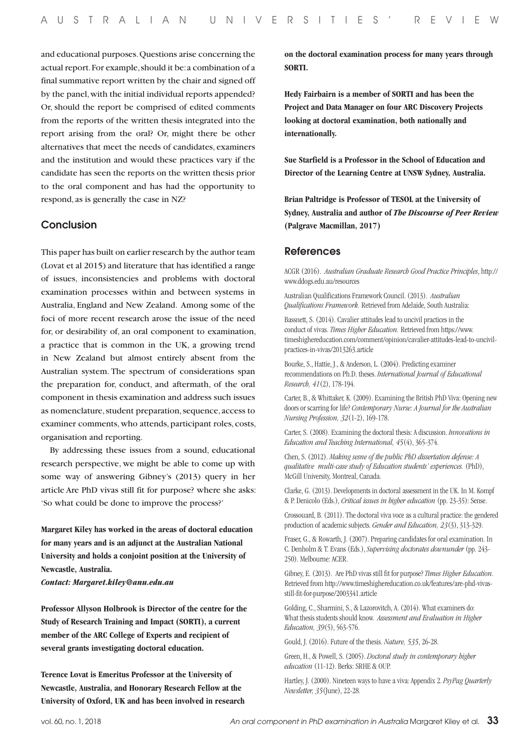and educational purposes. Questions arise concerning the actual report. For example, should it be: a combination of a final summative report written by the chair and signed off by the panel, with the initial individual reports appended? Or, should the report be comprised of edited comments from the reports of the written thesis integrated into the report arising from the oral? Or, might there be other alternatives that meet the needs of candidates, examiners and the institution and would these practices vary if the candidate has seen the reports on the written thesis prior to the oral component and has had the opportunity to respond, as is generally the case in NZ?

## Conclusion

This paper has built on earlier research by the author team (Lovat et al 2015) and literature that has identified a range of issues, inconsistencies and problems with doctoral examination processes within and between systems in Australia, England and New Zealand. Among some of the foci of more recent research arose the issue of the need for, or desirability of, an oral component to examination, a practice that is common in the UK, a growing trend in New Zealand but almost entirely absent from the Australian system. The spectrum of considerations span the preparation for, conduct, and aftermath, of the oral component in thesis examination and address such issues as nomenclature, student preparation, sequence, access to examiner comments, who attends, participant roles, costs, organisation and reporting.

By addressing these issues from a sound, educational research perspective, we might be able to come up with some way of answering Gibney's (2013) query in her article Are PhD vivas still fit for purpose? where she asks: 'So what could be done to improve the process?'

**Margaret Kiley has worked in the areas of doctoral education for many years and is an adjunct at the Australian National University and holds a conjoint position at the University of Newcastle, Australia.**
***Contact: Margaret.kiley@anu.edu.au***

**Professor Allyson Holbrook is Director of the centre for the Study of Research Training and Impact (SORTI), a current member of the ARC College of Experts and recipient of several grants investigating doctoral education.**

**Terence Lovat is Emeritus Professor at the University of Newcastle, Australia, and Honorary Research Fellow at the University of Oxford, UK and has been involved in research on the doctoral examination process for many years through SORTI.**

**Hedy Fairbairn is a member of SORTI and has been the Project and Data Manager on four ARC Discovery Projects looking at doctoral examination, both nationally and internationally.**

**Sue Starfield is a Professor in the School of Education and Director of the Learning Centre at UNSW Sydney, Australia.**

**Brian Paltridge is Professor of TESOL at the University of Sydney, Australia and author of *The Discourse of Peer Review* (Palgrave Macmillan, 2017)**

## References

ACGR (2016). *Australian Graduate Research Good Practice Principles*, http://www.ddogs.edu.au/resources

Australian Qualifications Framework Council. (2013). *Australian Qualifications Framework.* Retrieved from Adelaide, South Australia:

Bassnett, S. (2014). Cavalier attitudes lead to uncivil practices in the conduct of vivas. *Times Higher Education.* Retrieved from https://www.timeshighereducation.com/comment/opinion/cavalier-attitudes-lead-to-uncivil-practices-in-vivas/2013263.article

Bourke, S., Hattie, J., & Anderson, L. (2004). Predicting examiner recommendations on Ph.D. theses. *International Journal of Educational Research, 41*(2), 178-194.

Carter, B., & Whittaker, K. (2009). Examining the British PhD Viva: Opening new doors or scarring for life? *Contemporary Nurse: A Journal for the Australian Nursing Profession, 32*(1-2), 169-178.

Carter, S. (2008). Examining the doctoral thesis: A discussion. *Innovations in Education and Teaching International, 45*(4), 365-374.

Chen, S. (2012). *Making sesne of the public PhD dissertation defense: A qualitative multi-case study of Education students' experiences.* (PhD), McGill University, Montreal, Canada.

Clarke, G. (2013). Developments in doctoral assessment in the UK. In M. Kompf & P. Denicolo (Eds.), *Critical issues in higher education* (pp. 23-35): Sense.

Crossouard, B. (2011). The doctoral viva voce as a cultural practice: the gendered production of academic subjects. *Gender and Education, 23*(3), 313-329.

Fraser, G., & Rowarth, J. (2007). Preparing candidates for oral examination. In C. Denholm & T. Evans (Eds.), *Supervising doctorates downunder* (pp. 243-250). Melbourne: ACER.

Gibney, E. (2013). Are PhD vivas still fit for purpose? *Times Higher Education.* Retrieved from http://www.timeshighereducation.co.uk/features/are-phd-vivas-still-fit-for-purpose/2003341.article

Golding, C., Sharmini, S., & Lazorovitch, A. (2014). What examiners do: What thesis students should know. *Assessment and Evaluation in Higher Education, 39*(5), 563-576.

Gould, J. (2016). Future of the thesis. *Nature, 535*, 26-28.

Green, H., & Powell, S. (2005). *Doctoral study in contemporary higher education* (11-12). Berks: SRHE & OUP.

Hartley, J. (2000). Nineteen ways to have a viva: Appendix 2. *PsyPag Quarterly Newsletter, 35*(June), 22-28.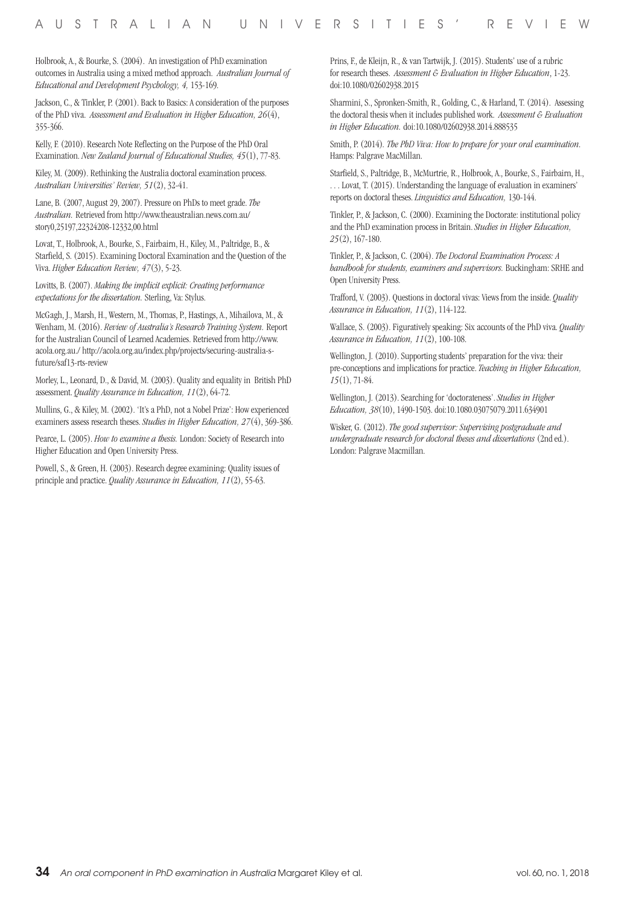Holbrook, A., & Bourke, S. (2004). An investigation of PhD examination outcomes in Australia using a mixed method approach. *Australian Journal of Educational and Development Psychology, 4,* 153-169.

Jackson, C., & Tinkler, P. (2001). Back to Basics: A consideration of the purposes of the PhD viva. *Assessment and Evaluation in Higher Education, 26*(4), 355-366.

Kelly, F. (2010). Research Note Reflecting on the Purpose of the PhD Oral Examination. *New Zealand Journal of Educational Studies, 45*(1), 77-83.

Kiley, M. (2009). Rethinking the Australia doctoral examination process. *Australian Universities' Review, 51*(2), 32-41.

Lane, B. (2007, August 29, 2007). Pressure on PhDs to meet grade. *The Australian.* Retrieved from http://www.theaustralian.news.com.au/story0,25197,22324208-12332,00.html

Lovat, T., Holbrook, A., Bourke, S., Fairbairn, H., Kiley, M., Paltridge, B., & Starfield, S. (2015). Examining Doctoral Examination and the Question of the Viva. *Higher Education Review, 47*(3), 5-23.

Lovitts, B. (2007). *Making the implicit explicit: Creating performance expectations for the dissertation.* Sterling, Va: Stylus.

McGagh, J., Marsh, H., Western, M., Thomas, P., Hastings, A., Mihailova, M., & Wenham, M. (2016). *Review of Australia's Research Training System.* Report for the Australian Council of Learned Academies. Retrieved from http://www.acola.org.au/ http://acola.org.au/index.php/projects/securing-australia-s-future/saf13-rts-review

Morley, L., Leonard, D., & David, M. (2003). Quality and equality in British PhD assessment. *Quality Assurance in Education, 11*(2), 64-72.

Mullins, G., & Kiley, M. (2002). 'It's a PhD, not a Nobel Prize': How experienced examiners assess research theses. *Studies in Higher Education, 27*(4), 369-386.

Pearce, L. (2005). *How to examine a thesis.* London: Society of Research into Higher Education and Open University Press.

Powell, S., & Green, H. (2003). Research degree examining: Quality issues of principle and practice. *Quality Assurance in Education, 11*(2), 55-63.

Prins, F., de Kleijn, R., & van Tartwijk, J. (2015). Students' use of a rubric for research theses. *Assessment & Evaluation in Higher Education*, 1-23. doi:10.1080/02602938.2015

Sharmini, S., Spronken-Smith, R., Golding, C., & Harland, T. (2014). Assessing the doctoral thesis when it includes published work. *Assessment & Evaluation in Higher Education.* doi:10.1080/02602938.2014.888535

Smith, P. (2014). *The PhD Viva: How to prepare for your oral examination.* Hamps: Palgrave MacMillan.

Starfield, S., Paltridge, B., McMurtrie, R., Holbrook, A., Bourke, S., Fairbairn, H., . . . Lovat, T. (2015). Understanding the language of evaluation in examiners' reports on doctoral theses. *Linguistics and Education,* 130-144.

Tinkler, P., & Jackson, C. (2000). Examining the Doctorate: institutional policy and the PhD examination process in Britain. *Studies in Higher Education, 25*(2), 167-180.

Tinkler, P., & Jackson, C. (2004). *The Doctoral Examination Process: A handbook for students, examiners and supervisors.* Buckingham: SRHE and Open University Press.

Trafford, V. (2003). Questions in doctoral vivas: Views from the inside. *Quality Assurance in Education, 11*(2), 114-122.

Wallace, S. (2003). Figuratively speaking: Six accounts of the PhD viva. *Quality Assurance in Education, 11*(2), 100-108.

Wellington, J. (2010). Supporting students' preparation for the viva: their pre-conceptions and implications for practice. *Teaching in Higher Education, 15*(1), 71-84.

Wellington, J. (2013). Searching for 'doctorateness'. *Studies in Higher Education, 38*(10), 1490-1503. doi:10.1080.03075079.2011.634901

Wisker, G. (2012). *The good supervisor: Supervising postgraduate and undergraduate research for doctoral theses and dissertations* (2nd ed.). London: Palgrave Macmillan.